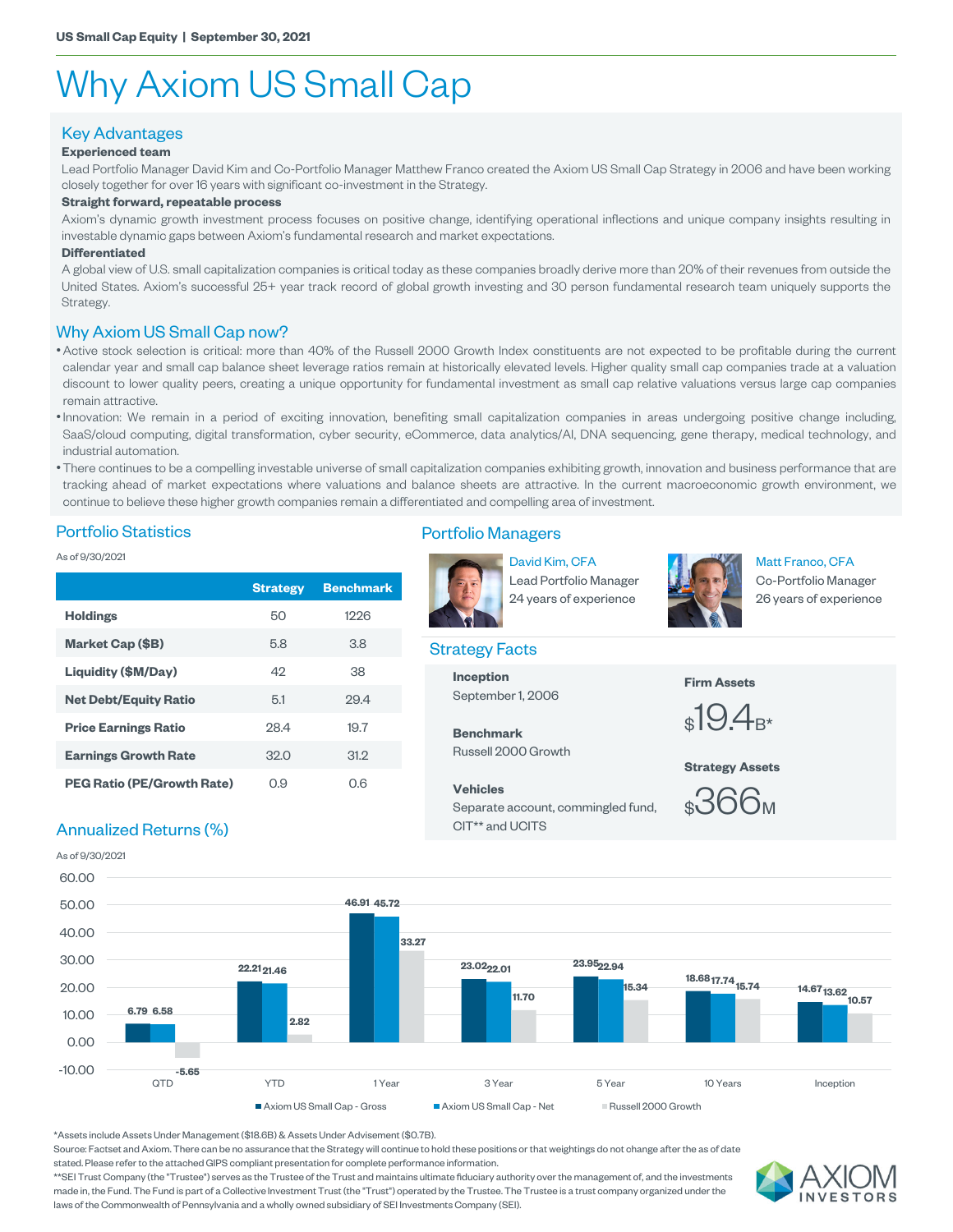US Small Cap Equity | September 30, 2021

# Why Axiom US Small Cap

## Key Advantages

**Experienced team**

Lead Portfolio Manager David Kim and Co-Portfolio Manager Matthew Franco created the Axiom US Small Cap Strategy in 2006 and have been working closely together for over 16 years with significant co-investment in the Strategy.

**Straight forward, repeatable process**

Axiom's dynamic growth investment process focuses on positive change, identifying operational inflections and unique company insights resulting in investable dynamic gaps between Axiom's fundamental research and market expectations.

**Differentiated**

A global view of U.S. small capitalization companies is critical today as these companies broadly derive more than 20% of their revenues from outside the United States. Axiom's successful 25+ year track record of global growth investing and 30 person fundamental research team uniquely supports the Strategy.

## Why Axiom US Small Cap now?

- Active stock selection is critical: more than 40% of the Russell 2000 Growth Index constituents are not expected to be profitable during the current calendar year and small cap balance sheet leverage ratios remain at historically elevated levels. Higher quality small cap companies trade at a valuation discount to lower quality peers, creating a unique opportunity for fundamental investment as small cap relative valuations versus large cap companies remain attractive.
- Innovation: We remain in a period of exciting innovation, benefiting small capitalization companies in areas undergoing positive change including, SaaS/cloud computing, digital transformation, cyber security, eCommerce, data analytics/AI, DNA sequencing, gene therapy, medical technology, and industrial automation.
- There continues to be a compelling investable universe of small capitalization companies exhibiting growth, innovation and business performance that are tracking ahead of market expectations where valuations and balance sheets are attractive. In the current macroeconomic growth environment, we continue to believe these higher growth companies remain a differentiated and compelling area of investment.

## Portfolio Statistics

As of 9/30/2021

| | Strategy | Benchmark |
|---|---|---|
| **Holdings** | 50 | 1226 |
| **Market Cap ($B)** | 5.8 | 3.8 |
| **Liquidity ($M/Day)** | 42 | 38 |
| **Net Debt/Equity Ratio** | 5.1 | 29.4 |
| **Price Earnings Ratio** | 28.4 | 19.7 |
| **Earnings Growth Rate** | 32.0 | 31.2 |
| **PEG Ratio (PE/Growth Rate)** | 0.9 | 0.6 |

## Portfolio Managers

David Kim, CFA
Lead Portfolio Manager
24 years of experience

Matt Franco, CFA
Co-Portfolio Manager
26 years of experience

## Strategy Facts

**Inception**
September 1, 2006

**Benchmark**
Russell 2000 Growth

**Vehicles**
Separate account, commingled fund, CIT** and UCITS

**Firm Assets**
$19.4B*

**Strategy Assets**
$366M

## Annualized Returns (%)

As of 9/30/2021

| | QTD | YTD | 1 Year | 3 Year | 5 Year | 10 Years | Inception |
|---|---|---|---|---|---|---|---|
| Axiom US Small Cap - Gross | 6.79 | 22.21 | 46.91 | 23.02 | 23.95 | 18.68 | 14.67 |
| Axiom US Small Cap - Net | 6.58 | 21.46 | 45.72 | 22.01 | 22.94 | 17.74 | 13.62 |
| Russell 2000 Growth | -5.65 | 2.82 | 33.27 | 11.70 | 15.34 | 15.74 | 10.57 |

*Assets include Assets Under Management ($18.6B) & Assets Under Advisement ($0.7B).

Source: Factset and Axiom. There can be no assurance that the Strategy will continue to hold these positions or that weightings do not change after the as of date stated. Please refer to the attached GIPS compliant presentation for complete performance information.

**SEI Trust Company (the "Trustee") serves as the Trustee of the Trust and maintains ultimate fiduciary authority over the management of, and the investments made in, the Fund. The Fund is part of a Collective Investment Trust (the "Trust") operated by the Trustee. The Trustee is a trust company organized under the laws of the Commonwealth of Pennsylvania and a wholly owned subsidiary of SEI Investments Company (SEI).

AXIOM INVESTORS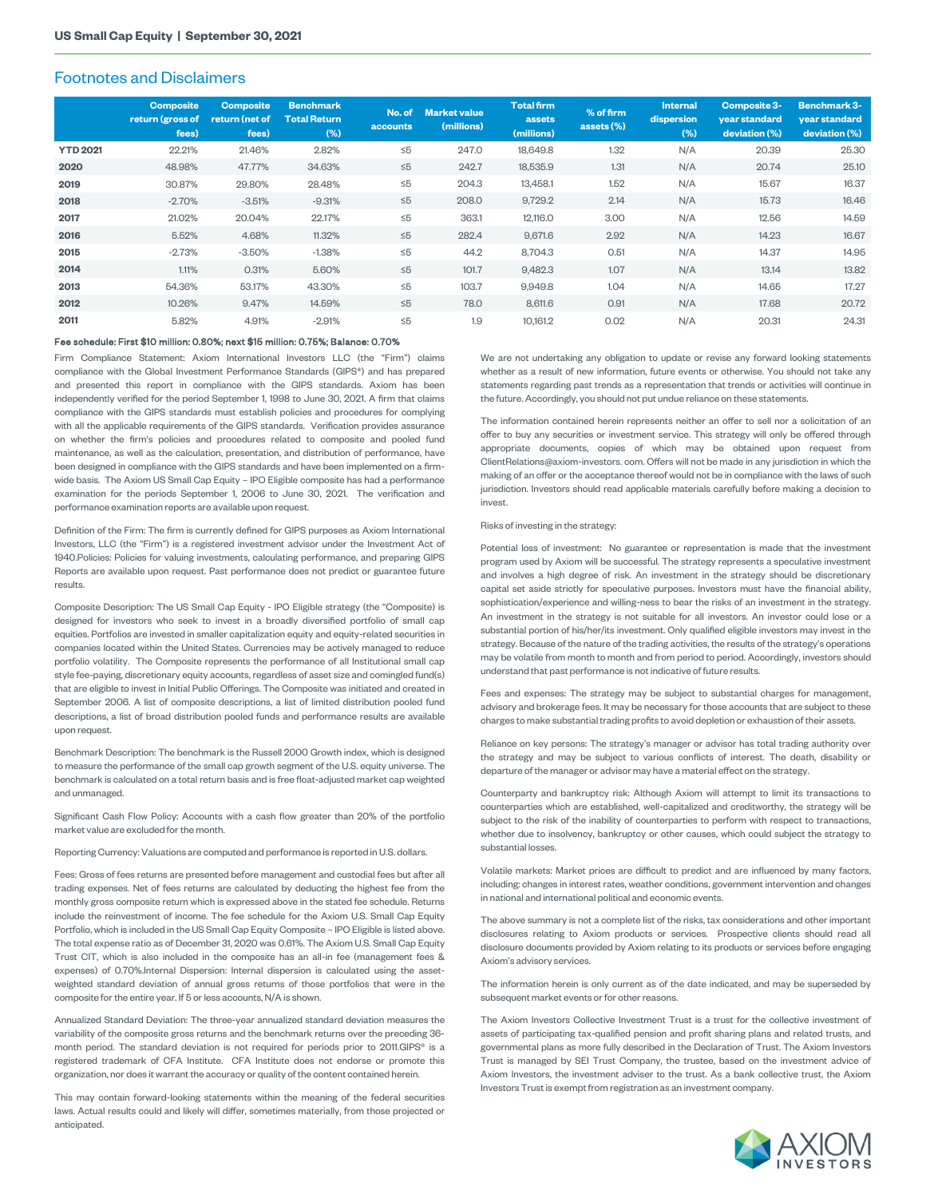## Footnotes and Disclaimers

| | Composite return (gross of fees) | Composite return (net of fees) | Benchmark Total Return (%) | No. of accounts | Market value (millions) | Total firm assets (millions) | % of firm assets (%) | Internal dispersion (%) | Composite 3-year standard deviation (%) | Benchmark 3-year standard deviation (%) |
|---|---|---|---|---|---|---|---|---|---|---|
| **YTD 2021** | 22.21% | 21.46% | 2.82% | ≤5 | 247.0 | 18,649.8 | 1.32 | N/A | 20.39 | 25.30 |
| **2020** | 48.98% | 47.77% | 34.63% | ≤5 | 242.7 | 18,535.9 | 1.31 | N/A | 20.74 | 25.10 |
| **2019** | 30.87% | 29.80% | 28.48% | ≤5 | 204.3 | 13,458.1 | 1.52 | N/A | 15.67 | 16.37 |
| **2018** | -2.70% | -3.51% | -9.31% | ≤5 | 208.0 | 9,729.2 | 2.14 | N/A | 15.73 | 16.46 |
| **2017** | 21.02% | 20.04% | 22.17% | ≤5 | 363.1 | 12,116.0 | 3.00 | N/A | 12.56 | 14.59 |
| **2016** | 5.52% | 4.68% | 11.32% | ≤5 | 282.4 | 9,671.6 | 2.92 | N/A | 14.23 | 16.67 |
| **2015** | -2.73% | -3.50% | -1.38% | ≤5 | 44.2 | 8,704.3 | 0.51 | N/A | 14.37 | 14.95 |
| **2014** | 1.11% | 0.31% | 5.60% | ≤5 | 101.7 | 9,482.3 | 1.07 | N/A | 13.14 | 13.82 |
| **2013** | 54.36% | 53.17% | 43.30% | ≤5 | 103.7 | 9,949.8 | 1.04 | N/A | 14.65 | 17.27 |
| **2012** | 10.26% | 9.47% | 14.59% | ≤5 | 78.0 | 8,611.6 | 0.91 | N/A | 17.68 | 20.72 |
| **2011** | 5.82% | 4.91% | -2.91% | ≤5 | 1.9 | 10,161.2 | 0.02 | N/A | 20.31 | 24.31 |

**Fee schedule: First $10 million: 0.80%; next $15 million: 0.75%; Balance: 0.70%**

Firm Compliance Statement: Axiom International Investors LLC (the "Firm") claims compliance with the Global Investment Performance Standards (GIPS®) and has prepared and presented this report in compliance with the GIPS standards. Axiom has been independently verified for the period September 1, 1998 to June 30, 2021. A firm that claims compliance with the GIPS standards must establish policies and procedures for complying with all the applicable requirements of the GIPS standards. Verification provides assurance on whether the firm's policies and procedures related to composite and pooled fund maintenance, as well as the calculation, presentation, and distribution of performance, have been designed in compliance with the GIPS standards and have been implemented on a firm-wide basis. The Axiom US Small Cap Equity – IPO Eligible composite has had a performance examination for the periods September 1, 2006 to June 30, 2021. The verification and performance examination reports are available upon request.

Definition of the Firm: The firm is currently defined for GIPS purposes as Axiom International Investors, LLC (the "Firm") is a registered investment advisor under the Investment Act of 1940.Policies: Policies for valuing investments, calculating performance, and preparing GIPS Reports are available upon request. Past performance does not predict or guarantee future results.

Composite Description: The US Small Cap Equity - IPO Eligible strategy (the "Composite) is designed for investors who seek to invest in a broadly diversified portfolio of small cap equities. Portfolios are invested in smaller capitalization equity and equity-related securities in companies located within the United States. Currencies may be actively managed to reduce portfolio volatility. The Composite represents the performance of all Institutional small cap style fee-paying, discretionary equity accounts, regardless of asset size and comingled fund(s) that are eligible to invest in Initial Public Offerings. The Composite was initiated and created in September 2006. A list of composite descriptions, a list of limited distribution pooled fund descriptions, a list of broad distribution pooled funds and performance results are available upon request.

Benchmark Description: The benchmark is the Russell 2000 Growth index, which is designed to measure the performance of the small cap growth segment of the U.S. equity universe. The benchmark is calculated on a total return basis and is free float-adjusted market cap weighted and unmanaged.

Significant Cash Flow Policy: Accounts with a cash flow greater than 20% of the portfolio market value are excluded for the month.

Reporting Currency: Valuations are computed and performance is reported in U.S. dollars.

Fees: Gross of fees returns are presented before management and custodial fees but after all trading expenses. Net of fees returns are calculated by deducting the highest fee from the monthly gross composite return which is expressed above in the stated fee schedule. Returns include the reinvestment of income. The fee schedule for the Axiom U.S. Small Cap Equity Portfolio, which is included in the US Small Cap Equity Composite – IPO Eligible is listed above. The total expense ratio as of December 31, 2020 was 0.61%. The Axiom U.S. Small Cap Equity Trust CIT, which is also included in the composite has an all-in fee (management fees & expenses) of 0.70%.Internal Dispersion: Internal dispersion is calculated using the asset-weighted standard deviation of annual gross returns of those portfolios that were in the composite for the entire year. If 5 or less accounts, N/A is shown.

Annualized Standard Deviation: The three-year annualized standard deviation measures the variability of the composite gross returns and the benchmark returns over the preceding 36-month period. The standard deviation is not required for periods prior to 2011.GIPS® is a registered trademark of CFA Institute. CFA Institute does not endorse or promote this organization, nor does it warrant the accuracy or quality of the content contained herein.

This may contain forward-looking statements within the meaning of the federal securities laws. Actual results could and likely will differ, sometimes materially, from those projected or anticipated.

We are not undertaking any obligation to update or revise any forward looking statements whether as a result of new information, future events or otherwise. You should not take any statements regarding past trends as a representation that trends or activities will continue in the future. Accordingly, you should not put undue reliance on these statements.

The information contained herein represents neither an offer to sell nor a solicitation of an offer to buy any securities or investment service. This strategy will only be offered through appropriate documents, copies of which may be obtained upon request from ClientRelations@axiom-investors. com. Offers will not be made in any jurisdiction in which the making of an offer or the acceptance thereof would not be in compliance with the laws of such jurisdiction. Investors should read applicable materials carefully before making a decision to invest.

Risks of investing in the strategy:

Potential loss of investment: No guarantee or representation is made that the investment program used by Axiom will be successful. The strategy represents a speculative investment and involves a high degree of risk. An investment in the strategy should be discretionary capital set aside strictly for speculative purposes. Investors must have the financial ability, sophistication/experience and willing-ness to bear the risks of an investment in the strategy. An investment in the strategy is not suitable for all investors. An investor could lose or a substantial portion of his/her/its investment. Only qualified eligible investors may invest in the strategy. Because of the nature of the trading activities, the results of the strategy's operations may be volatile from month to month and from period to period. Accordingly, investors should understand that past performance is not indicative of future results.

Fees and expenses: The strategy may be subject to substantial charges for management, advisory and brokerage fees. It may be necessary for those accounts that are subject to these charges to make substantial trading profits to avoid depletion or exhaustion of their assets.

Reliance on key persons: The strategy's manager or advisor has total trading authority over the strategy and may be subject to various conflicts of interest. The death, disability or departure of the manager or advisor may have a material effect on the strategy.

Counterparty and bankruptcy risk: Although Axiom will attempt to limit its transactions to counterparties which are established, well-capitalized and creditworthy, the strategy will be subject to the risk of the inability of counterparties to perform with respect to transactions, whether due to insolvency, bankruptcy or other causes, which could subject the strategy to substantial losses.

Volatile markets: Market prices are difficult to predict and are influenced by many factors, including: changes in interest rates, weather conditions, government intervention and changes in national and international political and economic events.

The above summary is not a complete list of the risks, tax considerations and other important disclosures relating to Axiom products or services. Prospective clients should read all disclosure documents provided by Axiom relating to its products or services before engaging Axiom's advisory services.

The information herein is only current as of the date indicated, and may be superseded by subsequent market events or for other reasons.

The Axiom Investors Collective Investment Trust is a trust for the collective investment of assets of participating tax-qualified pension and profit sharing plans and related trusts, and governmental plans as more fully described in the Declaration of Trust. The Axiom Investors Trust is managed by SEI Trust Company, the trustee, based on the investment advice of Axiom Investors, the investment adviser to the trust. As a bank collective trust, the Axiom Investors Trust is exempt from registration as an investment company.

AXIOM INVESTORS